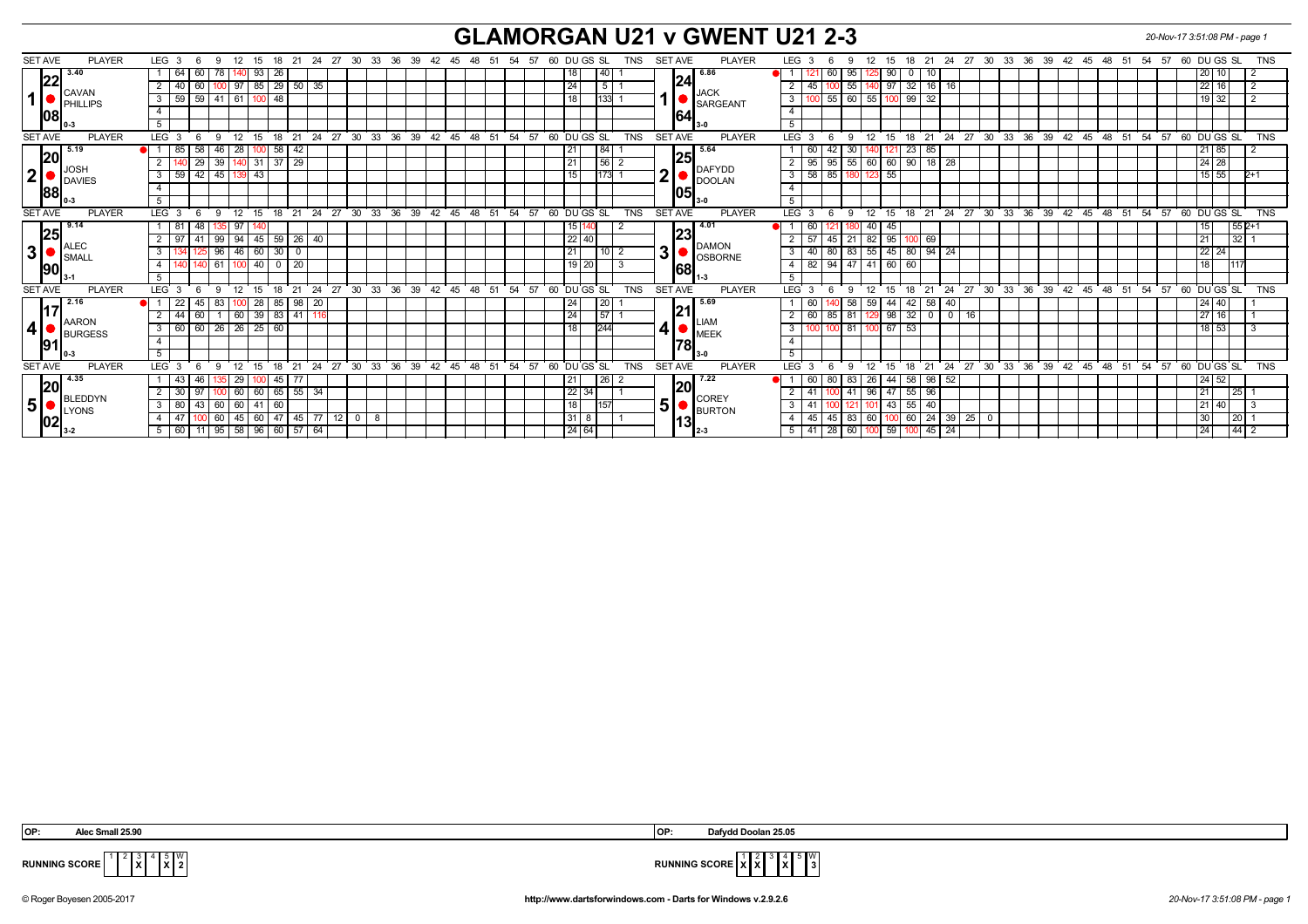# GLAMORGAN U21 v GWENT U21 2-3

## Match 1

| SET AVE | PLAYER | LEG | 3 | 6 | 9 | 12 | 15 | 18 | 21 | 24 | 27 | 30 | DU | GS | SL | TNS |
|---|---|---|---|---|---|---|---|---|---|---|---|---|---|---|---|---|
| 3.40 / 22.08 | CAVAN PHILLIPS (0-3) | 1 | 64 | 60 | 78 | 140 | 93 | 26 | | | | | | 18 | 40 | 1 |
| | | 2 | 40 | 60 | 100 | 97 | 85 | 29 | 50 | 35 | | | | 24 | 5 | 1 |
| | | 3 | 59 | 59 | 41 | 61 | 100 | 48 | | | | | | 18 | 133 | 1 |

| SET AVE | PLAYER | LEG | 3 | 6 | 9 | 12 | 15 | 18 | 21 | 24 | 27 | 30 | DU | GS | SL | TNS |
|---|---|---|---|---|---|---|---|---|---|---|---|---|---|---|---|---|
| 6.86 / 24.64 | JACK SARGEANT (3-0) | 1 | 121 | 60 | 95 | 125 | 90 | 0 | 10 | | | | | 20 | 10 | 2 |
| | | 2 | 45 | 100 | 55 | 140 | 97 | 32 | 16 | 16 | | | | 22 | 16 | 2 |
| | | 3 | 100 | 55 | 60 | 55 | 100 | 99 | 32 | | | | | 19 | 32 | 2 |

## Match 2

| SET AVE | PLAYER | LEG | 3 | 6 | 9 | 12 | 15 | 18 | 21 | 24 | 27 | 30 | DU | GS | SL | TNS |
|---|---|---|---|---|---|---|---|---|---|---|---|---|---|---|---|---|
| 5.19 / 20.88 | JOSH DAVIES (0-3) | 1 | 85 | 58 | 46 | 28 | 100 | 58 | 42 | | | | | 21 | 84 | 1 |
| | | 2 | 140 | 29 | 39 | 140 | 31 | 37 | 29 | | | | | 21 | 56 | 2 |
| | | 3 | 59 | 42 | 45 | 139 | 43 | | | | | | | 15 | 173 | 1 |

| SET AVE | PLAYER | LEG | 3 | 6 | 9 | 12 | 15 | 18 | 21 | 24 | 27 | 30 | DU | GS | SL | TNS |
|---|---|---|---|---|---|---|---|---|---|---|---|---|---|---|---|---|
| 5.64 / 25.05 | DAFYDD DOOLAN (3-0) | 1 | 60 | 42 | 30 | 140 | 121 | 23 | 85 | | | | | 21 | 85 | 2 |
| | | 2 | 95 | 95 | 55 | 60 | 60 | 90 | 18 | 28 | | | | 24 | 28 | |
| | | 3 | 58 | 85 | 180 | 123 | 55 | | | | | | | 15 | 55 | 2+1 |

## Match 3

| SET AVE | PLAYER | LEG | 3 | 6 | 9 | 12 | 15 | 18 | 21 | 24 | 27 | 30 | DU | GS | SL | TNS |
|---|---|---|---|---|---|---|---|---|---|---|---|---|---|---|---|---|
| 9.14 / 25.90 | ALEC SMALL (3-1) | 1 | 81 | 48 | 135 | 97 | 140 | | | | | | 15 | 140 | | 2 |
| | | 2 | 97 | 41 | 99 | 94 | 45 | 59 | 26 | 40 | | | 22 | 40 | | |
| | | 3 | 134 | 125 | 96 | 46 | 60 | 30 | 0 | | | | | 21 | 10 | 2 |
| | | 4 | 140 | 140 | 61 | 100 | 40 | 0 | 20 | | | | 19 | 20 | | 3 |

| SET AVE | PLAYER | LEG | 3 | 6 | 9 | 12 | 15 | 18 | 21 | 24 | 27 | 30 | DU | GS | SL | TNS |
|---|---|---|---|---|---|---|---|---|---|---|---|---|---|---|---|---|
| 4.01 / 23.68 | DAMON OSBORNE (1-3) | 1 | 60 | 121 | 180 | 40 | 45 | | | | | | | 15 | 55 | 2+1 |
| | | 2 | 57 | 45 | 21 | 82 | 95 | 100 | 69 | | | | | 21 | 32 | 1 |
| | | 3 | 40 | 80 | 83 | 55 | 45 | 80 | 94 | 24 | | | 22 | 24 | | |
| | | 4 | 82 | 94 | 47 | 41 | 60 | 60 | | | | | | 18 | 117 | |

## Match 4

| SET AVE | PLAYER | LEG | 3 | 6 | 9 | 12 | 15 | 18 | 21 | 24 | 27 | 30 | DU | GS | SL | TNS |
|---|---|---|---|---|---|---|---|---|---|---|---|---|---|---|---|---|
| 2.16 / 17.91 | AARON BURGESS (0-3) | 1 | 22 | 45 | 83 | 100 | 28 | 85 | 98 | 20 | | | | 24 | 20 | 1 |
| | | 2 | 44 | 60 | 1 | 60 | 39 | 83 | 41 | 116 | | | | 24 | 57 | 1 |
| | | 3 | 60 | 60 | 26 | 26 | 25 | 60 | | | | | | 18 | 244 | |

| SET AVE | PLAYER | LEG | 3 | 6 | 9 | 12 | 15 | 18 | 21 | 24 | 27 | 30 | DU | GS | SL | TNS |
|---|---|---|---|---|---|---|---|---|---|---|---|---|---|---|---|---|
| 5.69 / 21.78 | LIAM MEEK (3-0) | 1 | 60 | 140 | 58 | 59 | 44 | 42 | 58 | 40 | | | | 24 | 40 | 1 |
| | | 2 | 60 | 85 | 81 | 129 | 98 | 32 | 0 | 0 | 16 | | | 27 | 16 | 1 |
| | | 3 | 100 | 100 | 81 | 100 | 67 | 53 | | | | | | 18 | 53 | 3 |

## Match 5

| SET AVE | PLAYER | LEG | 3 | 6 | 9 | 12 | 15 | 18 | 21 | 24 | 27 | 30 | DU | GS | SL | TNS |
|---|---|---|---|---|---|---|---|---|---|---|---|---|---|---|---|---|
| 4.35 / 20.02 | BLEDDYN LYONS (3-2) | 1 | 43 | 46 | 135 | 29 | 100 | 45 | 77 | | | | | 21 | 26 | 2 |
| | | 2 | 30 | 97 | 100 | 60 | 60 | 65 | 55 | 34 | | | 22 | 34 | | 1 |
| | | 3 | 80 | 43 | 60 | 60 | 41 | 60 | | | | | | 18 | 157 | |
| | | 4 | 47 | 100 | 60 | 45 | 60 | 47 | 45 | 77 | 12 | 0 8 | 31 | 8 | | 1 |
| | | 5 | 60 | 11 | 95 | 58 | 96 | 60 | 57 | 64 | | | 24 | 64 | | |

| SET AVE | PLAYER | LEG | 3 | 6 | 9 | 12 | 15 | 18 | 21 | 24 | 27 | 30 | DU | GS | SL | TNS |
|---|---|---|---|---|---|---|---|---|---|---|---|---|---|---|---|---|
| 7.22 / 20.13 | COREY BURTON (2-3) | 1 | 60 | 80 | 83 | 26 | 44 | 58 | 98 | 52 | | | 24 | 52 | | |
| | | 2 | 41 | 100 | 41 | 96 | 47 | 55 | 96 | | | | | 21 | 25 | 1 |
| | | 3 | 41 | 100 | 121 | 101 | 43 | 55 | 40 | | | | 21 | 40 | | 3 |
| | | 4 | 45 | 45 | 83 | 60 | 100 | 60 | 24 | 39 | 25 | 0 | | 30 | 20 | 1 |
| | | 5 | 41 | 28 | 60 | 100 | 59 | 100 | 45 | 24 | | | | 24 | 44 | 2 |

**OP:** Alec Small 25.90

**OP:** Dafydd Doolan 25.05

**RUNNING SCORE** (Glamorgan): 1 | 2 | 3 X | 4 | 5 X | W 2

**RUNNING SCORE** (Gwent): 1 X | 2 X | 3 | 4 X | 5 | W 3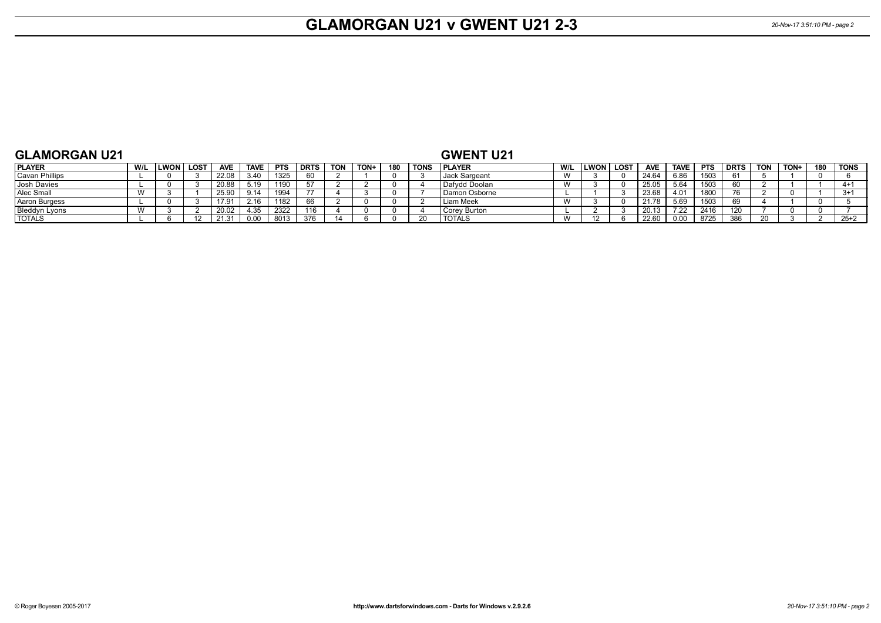# GLAMORGAN U21 v GWENT U21 2-3

## GLAMORGAN U21

| PLAYER | W/L | LWON | LOST | AVE | TAVE | PTS | DRTS | TON | TON+ | 180 | TONS |
|---|---|---|---|---|---|---|---|---|---|---|---|
| Cavan Phillips | L | 0 | 3 | 22.08 | 3.40 | 1325 | 60 | 2 | 1 | 0 | 3 |
| Josh Davies | L | 0 | 3 | 20.88 | 5.19 | 1190 | 57 | 2 | 2 | 0 | 4 |
| Alec Small | W | 3 | 1 | 25.90 | 9.14 | 1994 | 77 | 4 | 3 | 0 | 7 |
| Aaron Burgess | L | 0 | 3 | 17.91 | 2.16 | 1182 | 66 | 2 | 0 | 0 | 2 |
| Bleddyn Lyons | W | 3 | 2 | 20.02 | 4.35 | 2322 | 116 | 4 | 0 | 0 | 4 |
| TOTALS | L | 6 | 12 | 21.31 | 0.00 | 8013 | 376 | 14 | 6 | 0 | 20 |

## GWENT U21

| PLAYER | W/L | LWON | LOST | AVE | TAVE | PTS | DRTS | TON | TON+ | 180 | TONS |
|---|---|---|---|---|---|---|---|---|---|---|---|
| Jack Sargeant | W | 3 | 0 | 24.64 | 6.86 | 1503 | 61 | 5 | 1 | 0 | 6 |
| Dafydd Doolan | W | 3 | 0 | 25.05 | 5.64 | 1503 | 60 | 2 | 1 | 1 | 4+1 |
| Damon Osborne | L | 1 | 3 | 23.68 | 4.01 | 1800 | 76 | 2 | 0 | 1 | 3+1 |
| Liam Meek | W | 3 | 0 | 21.78 | 5.69 | 1503 | 69 | 4 | 1 | 0 | 5 |
| Corey Burton | L | 2 | 3 | 20.13 | 7.22 | 2416 | 120 | 7 | 0 | 0 | 7 |
| TOTALS | W | 12 | 6 | 22.60 | 0.00 | 8725 | 386 | 20 | 3 | 2 | 25+2 |